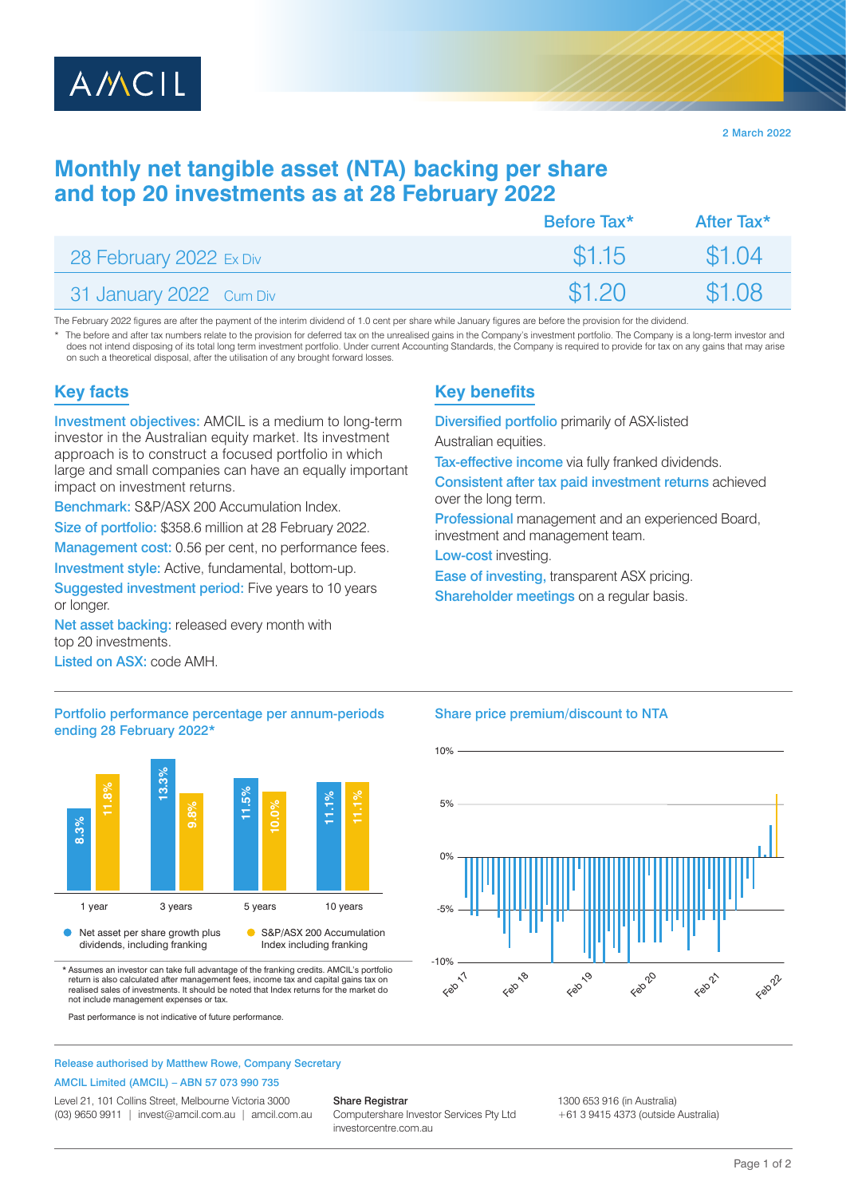AMCIL

2 March 2022

# Monthly net tangible asset (NTA) backing per share and top 20 investments as at 28 February 2022

| | Before Tax* | After Tax* |
|---|---|---|
| 28 February 2022 Ex Div | $1.15 | $1.04 |
| 31 January 2022 Cum Div | $1.20 | $1.08 |

The February 2022 figures are after the payment of the interim dividend of 1.0 cent per share while January figures are before the provision for the dividend.

\* The before and after tax numbers relate to the provision for deferred tax on the unrealised gains in the Company's investment portfolio. The Company is a long-term investor and does not intend disposing of its total long term investment portfolio. Under current Accounting Standards, the Company is required to provide for tax on any gains that may arise on such a theoretical disposal, after the utilisation of any brought forward losses.

## Key facts

**Investment objectives:** AMCIL is a medium to long-term investor in the Australian equity market. Its investment approach is to construct a focused portfolio in which large and small companies can have an equally important impact on investment returns.

**Benchmark:** S&P/ASX 200 Accumulation Index.

**Size of portfolio:** $358.6 million at 28 February 2022.

**Management cost:** 0.56 per cent, no performance fees.

**Investment style:** Active, fundamental, bottom-up.

**Suggested investment period:** Five years to 10 years or longer.

**Net asset backing:** released every month with top 20 investments.

**Listed on ASX:** code AMH.

## Key benefits

**Diversified portfolio** primarily of ASX-listed Australian equities.

**Tax-effective income** via fully franked dividends.

**Consistent after tax paid investment returns** achieved over the long term.

**Professional** management and an experienced Board, investment and management team.

**Low-cost** investing.

**Ease of investing,** transparent ASX pricing.

**Shareholder meetings** on a regular basis.

## Portfolio performance percentage per annum-periods ending 28 February 2022*

| | 1 year | 3 years | 5 years | 10 years |
|---|---|---|---|---|
| Net asset per share growth plus dividends, including franking | 8.3% | 13.3% | 11.5% | 11.1% |
| S&P/ASX 200 Accumulation Index including franking | 11.8% | 9.8% | 10.0% | 11.1% |

\* Assumes an investor can take full advantage of the franking credits. AMCIL's portfolio return is also calculated after management fees, income tax and capital gains tax on realised sales of investments. It should be noted that Index returns for the market do not include management expenses or tax.

Past performance is not indicative of future performance.

## Share price premium/discount to NTA

Release authorised by Matthew Rowe, Company Secretary

AMCIL Limited (AMCIL) – ABN 57 073 990 735

Level 21, 101 Collins Street, Melbourne Victoria 3000
(03) 9650 9911 | invest@amcil.com.au | amcil.com.au

**Share Registrar**
Computershare Investor Services Pty Ltd
investorcentre.com.au

1300 653 916 (in Australia)
+61 3 9415 4373 (outside Australia)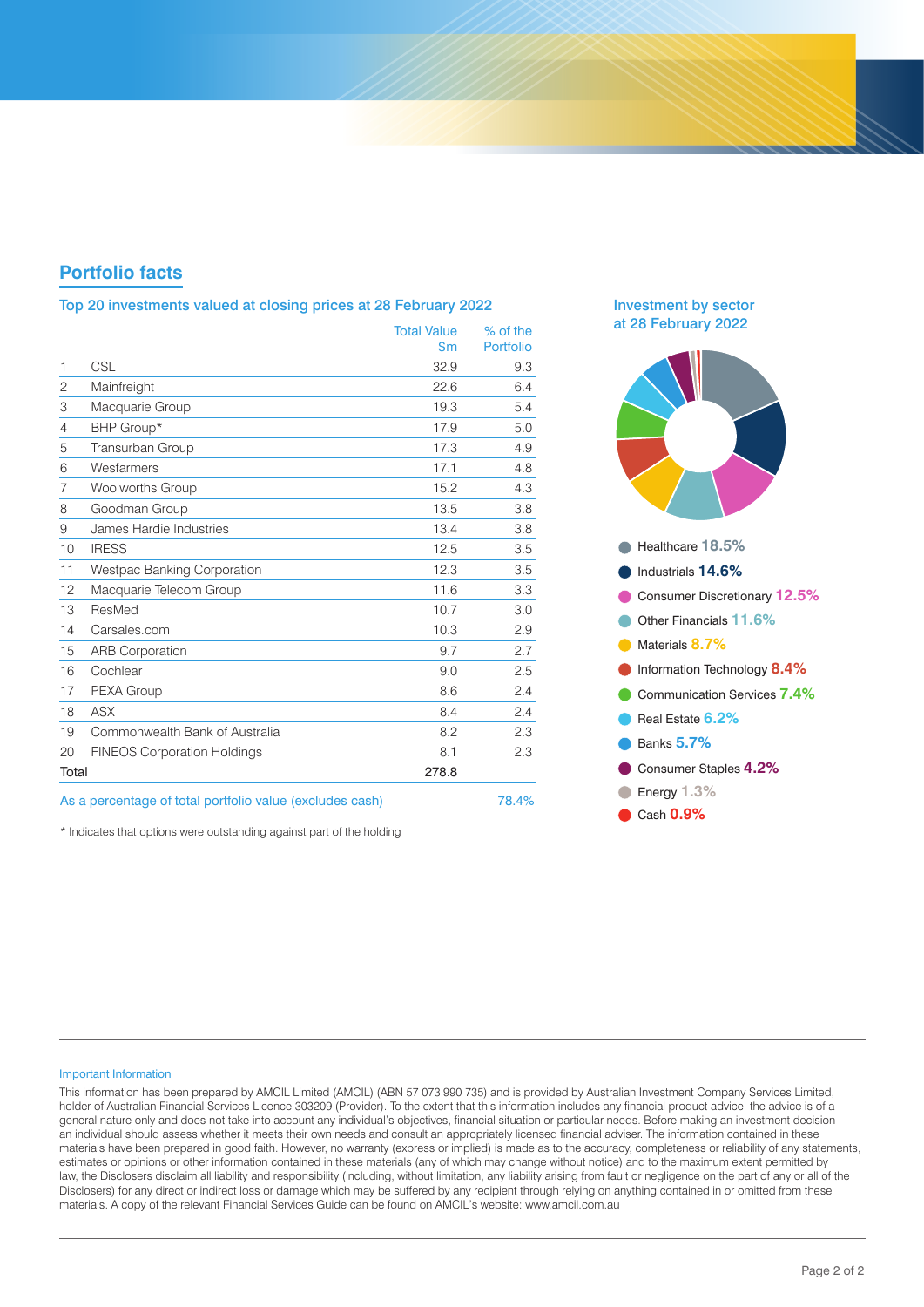## Portfolio facts

### Top 20 investments valued at closing prices at 28 February 2022

| | | Total Value $m | % of the Portfolio |
|---|---|---|---|
| 1 | CSL | 32.9 | 9.3 |
| 2 | Mainfreight | 22.6 | 6.4 |
| 3 | Macquarie Group | 19.3 | 5.4 |
| 4 | BHP Group* | 17.9 | 5.0 |
| 5 | Transurban Group | 17.3 | 4.9 |
| 6 | Wesfarmers | 17.1 | 4.8 |
| 7 | Woolworths Group | 15.2 | 4.3 |
| 8 | Goodman Group | 13.5 | 3.8 |
| 9 | James Hardie Industries | 13.4 | 3.8 |
| 10 | IRESS | 12.5 | 3.5 |
| 11 | Westpac Banking Corporation | 12.3 | 3.5 |
| 12 | Macquarie Telecom Group | 11.6 | 3.3 |
| 13 | ResMed | 10.7 | 3.0 |
| 14 | Carsales.com | 10.3 | 2.9 |
| 15 | ARB Corporation | 9.7 | 2.7 |
| 16 | Cochlear | 9.0 | 2.5 |
| 17 | PEXA Group | 8.6 | 2.4 |
| 18 | ASX | 8.4 | 2.4 |
| 19 | Commonwealth Bank of Australia | 8.2 | 2.3 |
| 20 | FINEOS Corporation Holdings | 8.1 | 2.3 |
| Total | | 278.8 | |
| As a percentage of total portfolio value (excludes cash) | | | 78.4% |

* Indicates that options were outstanding against part of the holding

### Investment by sector at 28 February 2022

Healthcare 18.5%
Industrials 14.6%
Consumer Discretionary 12.5%
Other Financials 11.6%
Materials 8.7%
Information Technology 8.4%
Communication Services 7.4%
Real Estate 6.2%
Banks 5.7%
Consumer Staples 4.2%
Energy 1.3%
Cash 0.9%

---

Important Information

This information has been prepared by AMCIL Limited (AMCIL) (ABN 57 073 990 735) and is provided by Australian Investment Company Services Limited, holder of Australian Financial Services Licence 303209 (Provider). To the extent that this information includes any financial product advice, the advice is of a general nature only and does not take into account any individual's objectives, financial situation or particular needs. Before making an investment decision an individual should assess whether it meets their own needs and consult an appropriately licensed financial adviser. The information contained in these materials have been prepared in good faith. However, no warranty (express or implied) is made as to the accuracy, completeness or reliability of any statements, estimates or opinions or other information contained in these materials (any of which may change without notice) and to the maximum extent permitted by law, the Disclosers disclaim all liability and responsibility (including, without limitation, any liability arising from fault or negligence on the part of any or all of the Disclosers) for any direct or indirect loss or damage which may be suffered by any recipient through relying on anything contained in or omitted from these materials. A copy of the relevant Financial Services Guide can be found on AMCIL's website: www.amcil.com.au